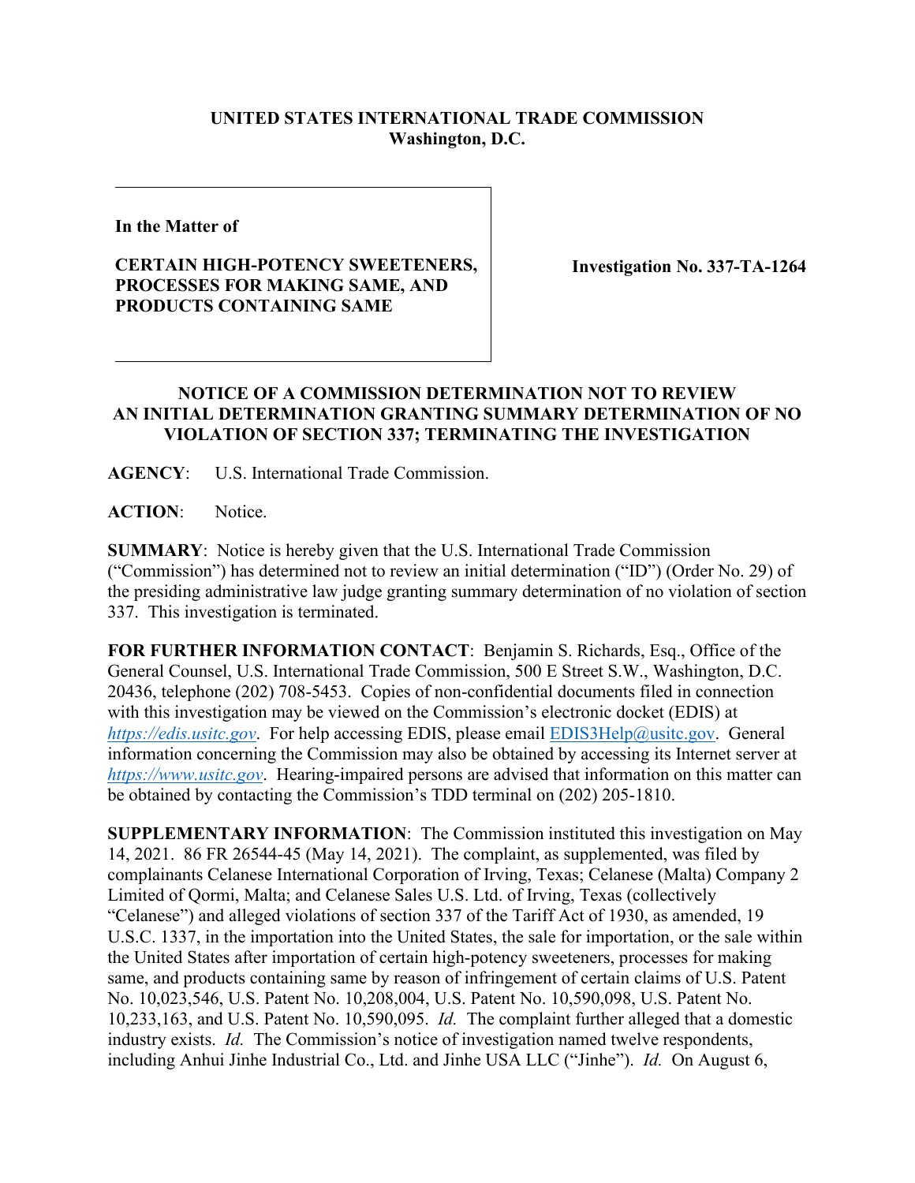**UNITED STATES INTERNATIONAL TRADE COMMISSION**
**Washington, D.C.**

**In the Matter of**

**CERTAIN HIGH-POTENCY SWEETENERS, PROCESSES FOR MAKING SAME, AND PRODUCTS CONTAINING SAME**

**Investigation No. 337-TA-1264**

**NOTICE OF A COMMISSION DETERMINATION NOT TO REVIEW AN INITIAL DETERMINATION GRANTING SUMMARY DETERMINATION OF NO VIOLATION OF SECTION 337; TERMINATING THE INVESTIGATION**

**AGENCY**: U.S. International Trade Commission.

**ACTION**: Notice.

**SUMMARY**: Notice is hereby given that the U.S. International Trade Commission ("Commission") has determined not to review an initial determination ("ID") (Order No. 29) of the presiding administrative law judge granting summary determination of no violation of section 337. This investigation is terminated.

**FOR FURTHER INFORMATION CONTACT**: Benjamin S. Richards, Esq., Office of the General Counsel, U.S. International Trade Commission, 500 E Street S.W., Washington, D.C. 20436, telephone (202) 708-5453. Copies of non-confidential documents filed in connection with this investigation may be viewed on the Commission's electronic docket (EDIS) at *https://edis.usitc.gov*. For help accessing EDIS, please email EDIS3Help@usitc.gov. General information concerning the Commission may also be obtained by accessing its Internet server at *https://www.usitc.gov*. Hearing-impaired persons are advised that information on this matter can be obtained by contacting the Commission's TDD terminal on (202) 205-1810.

**SUPPLEMENTARY INFORMATION**: The Commission instituted this investigation on May 14, 2021. 86 FR 26544-45 (May 14, 2021). The complaint, as supplemented, was filed by complainants Celanese International Corporation of Irving, Texas; Celanese (Malta) Company 2 Limited of Qormi, Malta; and Celanese Sales U.S. Ltd. of Irving, Texas (collectively "Celanese") and alleged violations of section 337 of the Tariff Act of 1930, as amended, 19 U.S.C. 1337, in the importation into the United States, the sale for importation, or the sale within the United States after importation of certain high-potency sweeteners, processes for making same, and products containing same by reason of infringement of certain claims of U.S. Patent No. 10,023,546, U.S. Patent No. 10,208,004, U.S. Patent No. 10,590,098, U.S. Patent No. 10,233,163, and U.S. Patent No. 10,590,095. *Id.* The complaint further alleged that a domestic industry exists. *Id.* The Commission's notice of investigation named twelve respondents, including Anhui Jinhe Industrial Co., Ltd. and Jinhe USA LLC ("Jinhe"). *Id.* On August 6,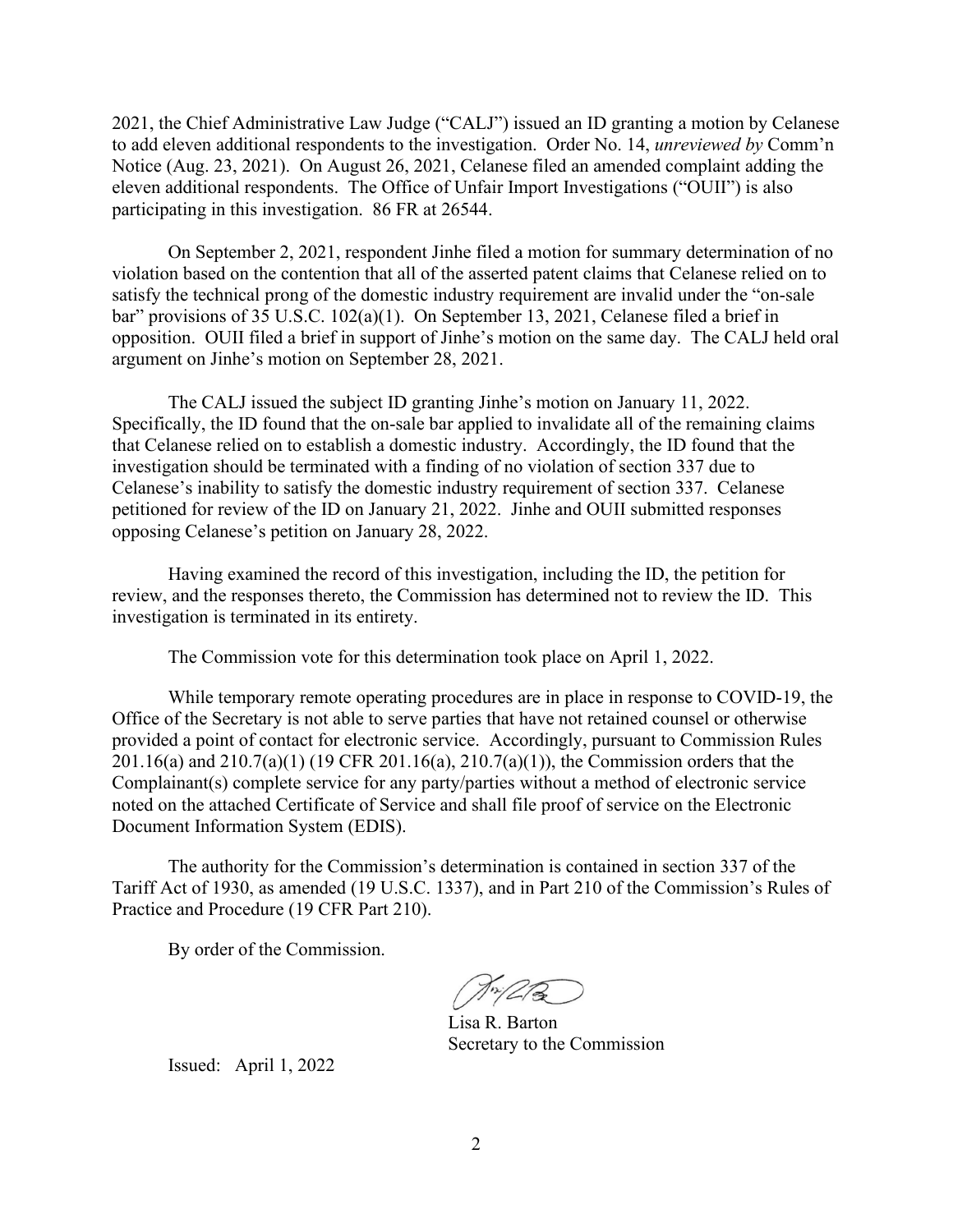2021, the Chief Administrative Law Judge ("CALJ") issued an ID granting a motion by Celanese to add eleven additional respondents to the investigation. Order No. 14, *unreviewed by* Comm'n Notice (Aug. 23, 2021). On August 26, 2021, Celanese filed an amended complaint adding the eleven additional respondents. The Office of Unfair Import Investigations ("OUII") is also participating in this investigation. 86 FR at 26544.

On September 2, 2021, respondent Jinhe filed a motion for summary determination of no violation based on the contention that all of the asserted patent claims that Celanese relied on to satisfy the technical prong of the domestic industry requirement are invalid under the "on-sale bar" provisions of 35 U.S.C. 102(a)(1). On September 13, 2021, Celanese filed a brief in opposition. OUII filed a brief in support of Jinhe's motion on the same day. The CALJ held oral argument on Jinhe's motion on September 28, 2021.

The CALJ issued the subject ID granting Jinhe's motion on January 11, 2022. Specifically, the ID found that the on-sale bar applied to invalidate all of the remaining claims that Celanese relied on to establish a domestic industry. Accordingly, the ID found that the investigation should be terminated with a finding of no violation of section 337 due to Celanese's inability to satisfy the domestic industry requirement of section 337. Celanese petitioned for review of the ID on January 21, 2022. Jinhe and OUII submitted responses opposing Celanese's petition on January 28, 2022.

Having examined the record of this investigation, including the ID, the petition for review, and the responses thereto, the Commission has determined not to review the ID. This investigation is terminated in its entirety.

The Commission vote for this determination took place on April 1, 2022.

While temporary remote operating procedures are in place in response to COVID-19, the Office of the Secretary is not able to serve parties that have not retained counsel or otherwise provided a point of contact for electronic service. Accordingly, pursuant to Commission Rules 201.16(a) and 210.7(a)(1) (19 CFR 201.16(a), 210.7(a)(1)), the Commission orders that the Complainant(s) complete service for any party/parties without a method of electronic service noted on the attached Certificate of Service and shall file proof of service on the Electronic Document Information System (EDIS).

The authority for the Commission's determination is contained in section 337 of the Tariff Act of 1930, as amended (19 U.S.C. 1337), and in Part 210 of the Commission's Rules of Practice and Procedure (19 CFR Part 210).

By order of the Commission.

Lisa R. Barton
Secretary to the Commission

Issued: April 1, 2022